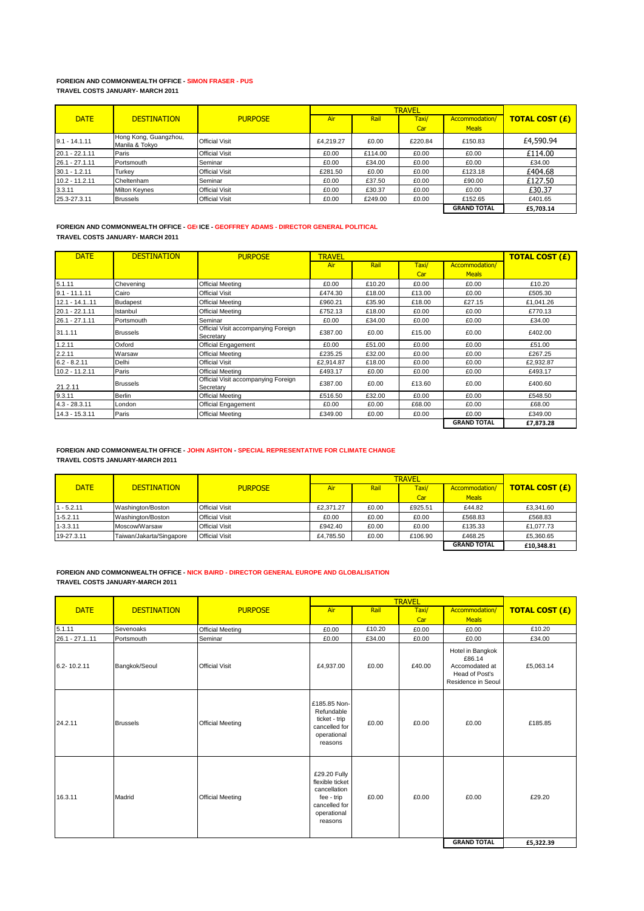**FOREIGN AND COMMONWEALTH OFFICE - SIMON FRASER - PUS**
**TRAVEL COSTS JANUARY- MARCH 2011**

| DATE | DESTINATION | PURPOSE | TRAVEL | | | | TOTAL COST (£) |
|---|---|---|---|---|---|---|---|
| | | | Air | Rail | Taxi/ Car | Accommodation/ Meals | |
| 9.1 - 14.1.11 | Hong Kong, Guangzhou, Manila & Tokyo | Official Visit | £4,219.27 | £0.00 | £220.84 | £150.83 | £4,590.94 |
| 20.1 - 22.1.11 | Paris | Official Visit | £0.00 | £114.00 | £0.00 | £0.00 | £114.00 |
| 26.1 - 27.1.11 | Portsmouth | Seminar | £0.00 | £34.00 | £0.00 | £0.00 | £34.00 |
| 30.1 - 1.2.11 | Turkey | Official Visit | £281.50 | £0.00 | £0.00 | £123.18 | £404.68 |
| 10.2 - 11.2.11 | Cheltenham | Seminar | £0.00 | £37.50 | £0.00 | £90.00 | £127.50 |
| 3.3.11 | Milton Keynes | Official Visit | £0.00 | £30.37 | £0.00 | £0.00 | £30.37 |
| 25.3-27.3.11 | Brussels | Official Visit | £0.00 | £249.00 | £0.00 | £152.65 | £401.65 |
| | | | | | | **GRAND TOTAL** | **£5,703.14** |

**FOREIGN AND COMMONWEALTH OFFICE - GE( ICE - GEOFFREY ADAMS - DIRECTOR GENERAL POLITICAL**
**TRAVEL COSTS JANUARY- MARCH 2011**

| DATE | DESTINATION | PURPOSE | TRAVEL | | | | TOTAL COST (£) |
|---|---|---|---|---|---|---|---|
| | | | Air | Rail | Taxi/ Car | Accommodation/ Meals | |
| 5.1.11 | Chevening | Official Meeting | £0.00 | £10.20 | £0.00 | £0.00 | £10.20 |
| 9.1 - 11.1.11 | Cairo | Official Visit | £474.30 | £18.00 | £13.00 | £0.00 | £505.30 |
| 12.1 - 14.1..11 | Budapest | Official Meeting | £960.21 | £35.90 | £18.00 | £27.15 | £1,041.26 |
| 20.1 - 22.1.11 | Istanbul | Official Meeting | £752.13 | £18.00 | £0.00 | £0.00 | £770.13 |
| 26.1 - 27.1.11 | Portsmouth | Seminar | £0.00 | £34.00 | £0.00 | £0.00 | £34.00 |
| 31.1.11 | Brussels | Official Visit accompanying Foreign Secretary | £387.00 | £0.00 | £15.00 | £0.00 | £402.00 |
| 1.2.11 | Oxford | Official Engagement | £0.00 | £51.00 | £0.00 | £0.00 | £51.00 |
| 2.2.11 | Warsaw | Official Meeting | £235.25 | £32.00 | £0.00 | £0.00 | £267.25 |
| 6.2 - 8.2.11 | Delhi | Official Visit | £2,914.87 | £18.00 | £0.00 | £0.00 | £2,932.87 |
| 10.2 - 11.2.11 | Paris | Official Meeting | £493.17 | £0.00 | £0.00 | £0.00 | £493.17 |
| 21.2.11 | Brussels | Official Visit accompanying Foreign Secretary | £387.00 | £0.00 | £13.60 | £0.00 | £400.60 |
| 9.3.11 | Berlin | Official Meeting | £516.50 | £32.00 | £0.00 | £0.00 | £548.50 |
| 4.3 - 28.3.11 | London | Official Engagement | £0.00 | £0.00 | £68.00 | £0.00 | £68.00 |
| 14.3 - 15.3.11 | Paris | Official Meeting | £349.00 | £0.00 | £0.00 | £0.00 | £349.00 |
| | | | | | | **GRAND TOTAL** | **£7,873.28** |

**FOREIGN AND COMMONWEALTH OFFICE - JOHN ASHTON - SPECIAL REPRESENTATIVE FOR CLIMATE CHANGE**
**TRAVEL COSTS JANUARY-MARCH 2011**

| DATE | DESTINATION | PURPOSE | TRAVEL | | | | TOTAL COST (£) |
|---|---|---|---|---|---|---|---|
| | | | Air | Rail | Taxi/ Car | Accommodation/ Meals | |
| 1 - 5.2.11 | Washington/Boston | Official Visit | £2,371.27 | £0.00 | £925.51 | £44.82 | £3,341.60 |
| 1-5.2.11 | Washington/Boston | Official Visit | £0.00 | £0.00 | £0.00 | £568.83 | £568.83 |
| 1-3.3.11 | Moscow/Warsaw | Official Visit | £942.40 | £0.00 | £0.00 | £135.33 | £1,077.73 |
| 19-27.3.11 | Taiwan/Jakarta/Singapore | Official Visit | £4,785.50 | £0.00 | £106.90 | £468.25 | £5,360.65 |
| | | | | | | **GRAND TOTAL** | **£10,348.81** |

**FOREIGN AND COMMONWEALTH OFFICE - NICK BAIRD - DIRECTOR GENERAL EUROPE AND GLOBALISATION**
**TRAVEL COSTS JANUARY-MARCH 2011**

| DATE | DESTINATION | PURPOSE | TRAVEL | | | | TOTAL COST (£) |
|---|---|---|---|---|---|---|---|
| | | | Air | Rail | Taxi/ Car | Accommodation/ Meals | |
| 5.1.11 | Sevenoaks | Official Meeting | £0.00 | £10.20 | £0.00 | £0.00 | £10.20 |
| 26.1 - 27.1..11 | Portsmouth | Seminar | £0.00 | £34.00 | £0.00 | £0.00 | £34.00 |
| 6.2- 10.2.11 | Bangkok/Seoul | Official Visit | £4,937.00 | £0.00 | £40.00 | Hotel in Bangkok £86.14 Accomodated at Head of Post's Residence in Seoul | £5,063.14 |
| 24.2.11 | Brussels | Official Meeting | £185.85 Non-Refundable ticket - trip cancelled for operational reasons | £0.00 | £0.00 | £0.00 | £185.85 |
| 16.3.11 | Madrid | Official Meeting | £29.20 Fully flexible ticket cancellation fee - trip cancelled for operational reasons | £0.00 | £0.00 | £0.00 | £29.20 |
| | | | | | | **GRAND TOTAL** | **£5,322.39** |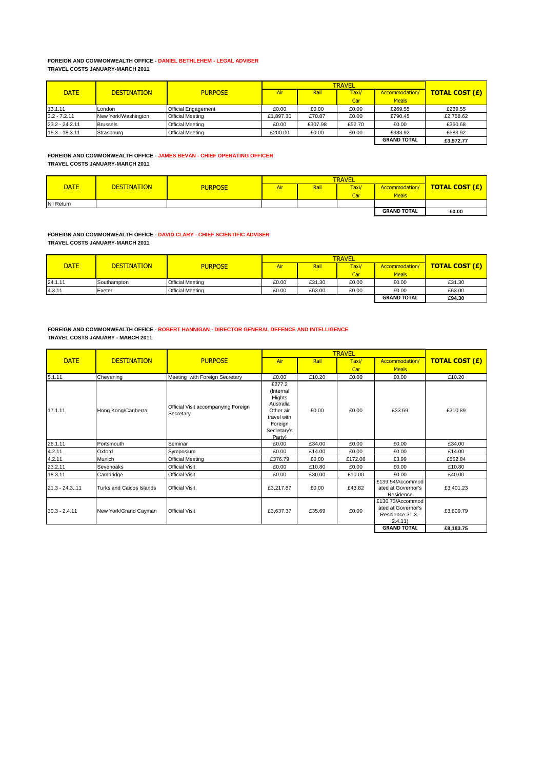**FOREIGN AND COMMONWEALTH OFFICE - DANIEL BETHLEHEM - LEGAL ADVISER**
**TRAVEL COSTS JANUARY-MARCH 2011**

| DATE | DESTINATION | PURPOSE | TRAVEL | | | | TOTAL COST (£) |
|---|---|---|---|---|---|---|---|
| | | | Air | Rail | Taxi/ Car | Accommodation/ Meals | |
| 13.1.11 | London | Official Engagement | £0.00 | £0.00 | £0.00 | £269.55 | £269.55 |
| 3.2 - 7.2.11 | New York/Washington | Official Meeting | £1,897.30 | £70.87 | £0.00 | £790.45 | £2,758.62 |
| 23.2 - 24.2.11 | Brussels | Official Meeting | £0.00 | £307.98 | £52.70 | £0.00 | £360.68 |
| 15.3 - 18.3.11 | Strasbourg | Official Meeting | £200.00 | £0.00 | £0.00 | £383.92 | £583.92 |
| | | | | | | **GRAND TOTAL** | **£3,972.77** |

**FOREIGN AND COMMONWEALTH OFFICE - JAMES BEVAN - CHIEF OPERATING OFFICER**
**TRAVEL COSTS JANUARY-MARCH 2011**

| DATE | DESTINATION | PURPOSE | TRAVEL | | | | TOTAL COST (£) |
|---|---|---|---|---|---|---|---|
| | | | Air | Rail | Taxi/ Car | Accommodation/ Meals | |
| Nil Return | | | | | | | |
| | | | | | | **GRAND TOTAL** | **£0.00** |

**FOREIGN AND COMMONWEALTH OFFICE - DAVID CLARY - CHIEF SCIENTIFIC ADVISER**
**TRAVEL COSTS JANUARY-MARCH 2011**

| DATE | DESTINATION | PURPOSE | TRAVEL | | | | TOTAL COST (£) |
|---|---|---|---|---|---|---|---|
| | | | Air | Rail | Taxi/ Car | Accommodation/ Meals | |
| 24.1.11 | Southampton | Official Meeting | £0.00 | £31.30 | £0.00 | £0.00 | £31.30 |
| 4.3.11 | Exeter | Official Meeting | £0.00 | £63.00 | £0.00 | £0.00 | £63.00 |
| | | | | | | **GRAND TOTAL** | **£94.30** |

**FOREIGN AND COMMONWEALTH OFFICE - ROBERT HANNIGAN - DIRECTOR GENERAL DEFENCE AND INTELLIGENCE**
**TRAVEL COSTS JANUARY - MARCH 2011**

| DATE | DESTINATION | PURPOSE | TRAVEL | | | | TOTAL COST (£) |
|---|---|---|---|---|---|---|---|
| | | | Air | Rail | Taxi/ Car | Accommodation/ Meals | |
| 5.1.11 | Chevening | Meeting with Foreign Secretary | £0.00 | £10.20 | £0.00 | £0.00 | £10.20 |
| 17.1.11 | Hong Kong/Canberra | Official Visit accompanying Foreign Secretary | £277.2 (Internal Flights Australia Other air travel with Foreign Secretary's Party) | £0.00 | £0.00 | £33.69 | £310.89 |
| 26.1.11 | Portsmouth | Seminar | £0.00 | £34.00 | £0.00 | £0.00 | £34.00 |
| 4.2.11 | Oxford | Symposium | £0.00 | £14.00 | £0.00 | £0.00 | £14.00 |
| 4.2.11 | Munich | Official Meeting | £376.79 | £0.00 | £172.06 | £3.99 | £552.84 |
| 23.2.11 | Sevenoaks | Official Visit | £0.00 | £10.80 | £0.00 | £0.00 | £10.80 |
| 18.3.11 | Cambridge | Official Visit | £0.00 | £30.00 | £10.00 | £0.00 | £40.00 |
| 21.3 - 24.3..11 | Turks and Caicos Islands | Official Visit | £3,217.87 | £0.00 | £43.82 | £139.54/Accommodated at Governor's Residence | £3,401.23 |
| 30.3 - 2.4.11 | New York/Grand Cayman | Official Visit | £3,637.37 | £35.69 | £0.00 | £136.73/Accommodated at Governor's Residence 31.3.-2.4.11) | £3,809.79 |
| | | | | | | **GRAND TOTAL** | **£8,183.75** |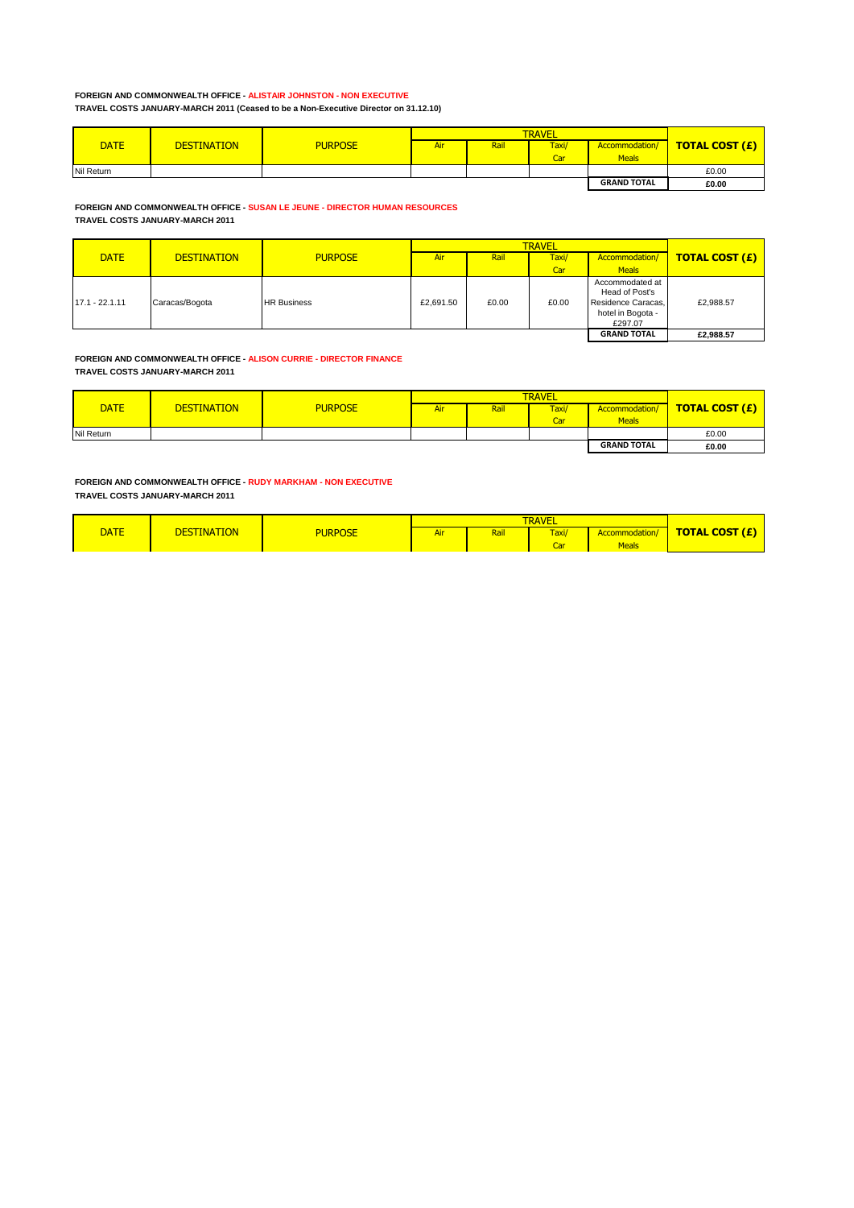**FOREIGN AND COMMONWEALTH OFFICE - ALISTAIR JOHNSTON - NON EXECUTIVE**
**TRAVEL COSTS JANUARY-MARCH 2011 (Ceased to be a Non-Executive Director on 31.12.10)**

| DATE | DESTINATION | PURPOSE | TRAVEL | | | | TOTAL COST (£) |
|---|---|---|---|---|---|---|---|
| | | | Air | Rail | Taxi/ Car | Accommodation/ Meals | |
| Nil Return | | | | | | | £0.00 |
| | | | | | | **GRAND TOTAL** | **£0.00** |

**FOREIGN AND COMMONWEALTH OFFICE - SUSAN LE JEUNE - DIRECTOR HUMAN RESOURCES**
**TRAVEL COSTS JANUARY-MARCH 2011**

| DATE | DESTINATION | PURPOSE | TRAVEL | | | | TOTAL COST (£) |
|---|---|---|---|---|---|---|---|
| | | | Air | Rail | Taxi/ Car | Accommodation/ Meals | |
| 17.1 - 22.1.11 | Caracas/Bogota | HR Business | £2,691.50 | £0.00 | £0.00 | Accommodated at Head of Post's Residence Caracas, hotel in Bogota - £297.07 | £2,988.57 |
| | | | | | | **GRAND TOTAL** | **£2,988.57** |

**FOREIGN AND COMMONWEALTH OFFICE - ALISON CURRIE - DIRECTOR FINANCE**
**TRAVEL COSTS JANUARY-MARCH 2011**

| DATE | DESTINATION | PURPOSE | TRAVEL | | | | TOTAL COST (£) |
|---|---|---|---|---|---|---|---|
| | | | Air | Rail | Taxi/ Car | Accommodation/ Meals | |
| Nil Return | | | | | | | £0.00 |
| | | | | | | **GRAND TOTAL** | **£0.00** |

**FOREIGN AND COMMONWEALTH OFFICE - RUDY MARKHAM - NON EXECUTIVE**
**TRAVEL COSTS JANUARY-MARCH 2011**

| DATE | DESTINATION | PURPOSE | TRAVEL | | | | TOTAL COST (£) |
|---|---|---|---|---|---|---|---|
| | | | Air | Rail | Taxi/ Car | Accommodation/ Meals | |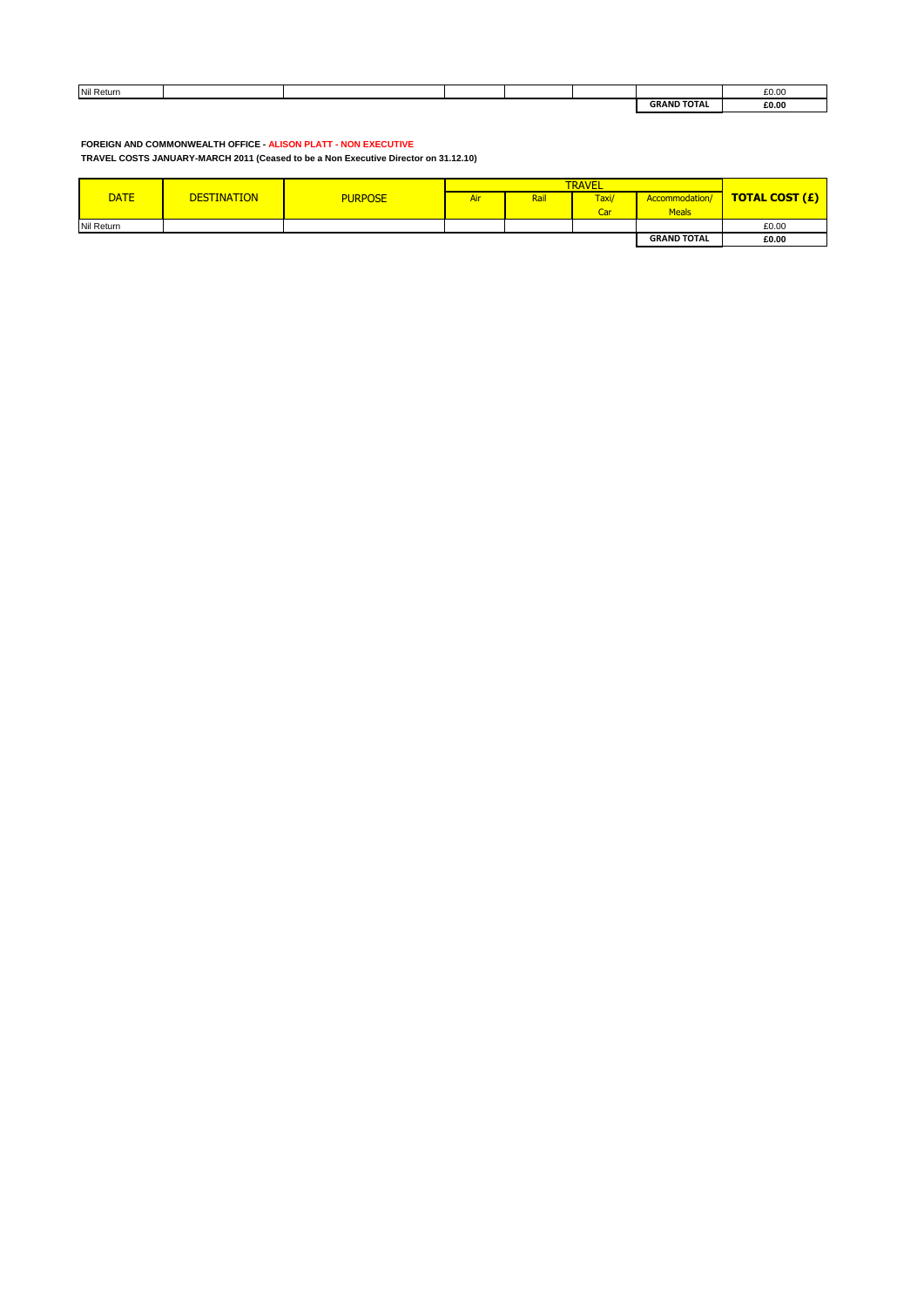| | | | | | | | |
|---|---|---|---|---|---|---|---|
| Nil Return | | | | | | | £0.00 |
| | | | | | | **GRAND TOTAL** | **£0.00** |

**FOREIGN AND COMMONWEALTH OFFICE - ALISON PLATT - NON EXECUTIVE**

**TRAVEL COSTS JANUARY-MARCH 2011 (Ceased to be a Non Executive Director on 31.12.10)**

| DATE | DESTINATION | PURPOSE | TRAVEL | | | | TOTAL COST (£) |
|---|---|---|---|---|---|---|---|
| | | | Air | Rail | Taxi/ Car | Accommodation/ Meals | |
| Nil Return | | | | | | | £0.00 |
| | | | | | | **GRAND TOTAL** | **£0.00** |